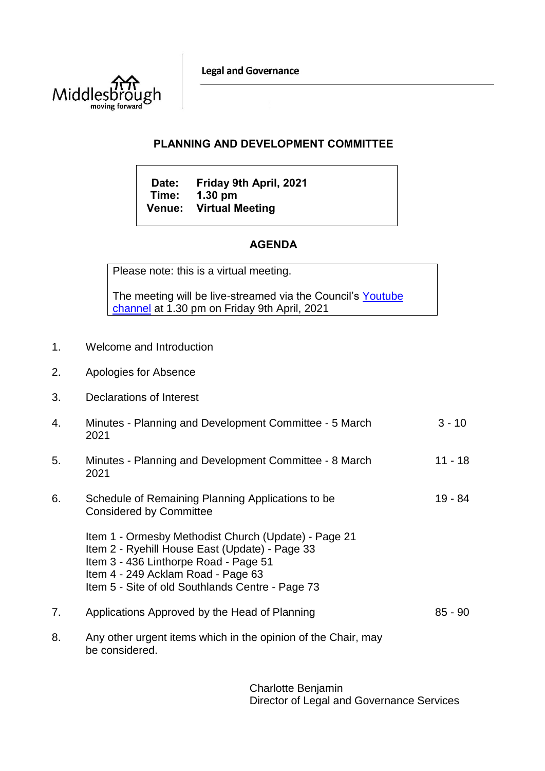Middlesbrough
moving forward

Legal and Governance

## PLANNING AND DEVELOPMENT COMMITTEE

**Date:** Friday 9th April, 2021
**Time:** 1.30 pm
**Venue:** Virtual Meeting

## AGENDA

Please note: this is a virtual meeting.

The meeting will be live-streamed via the Council's Youtube channel at 1.30 pm on Friday 9th April, 2021

1. Welcome and Introduction

2. Apologies for Absence

3. Declarations of Interest

4. Minutes - Planning and Development Committee - 5 March 2021 — 3 - 10

5. Minutes - Planning and Development Committee - 8 March 2021 — 11 - 18

6. Schedule of Remaining Planning Applications to be Considered by Committee — 19 - 84

   Item 1 - Ormesby Methodist Church (Update) - Page 21
   Item 2 - Ryehill House East (Update) - Page 33
   Item 3 - 436 Linthorpe Road - Page 51
   Item 4 - 249 Acklam Road - Page 63
   Item 5 - Site of old Southlands Centre - Page 73

7. Applications Approved by the Head of Planning — 85 - 90

8. Any other urgent items which in the opinion of the Chair, may be considered.

Charlotte Benjamin
Director of Legal and Governance Services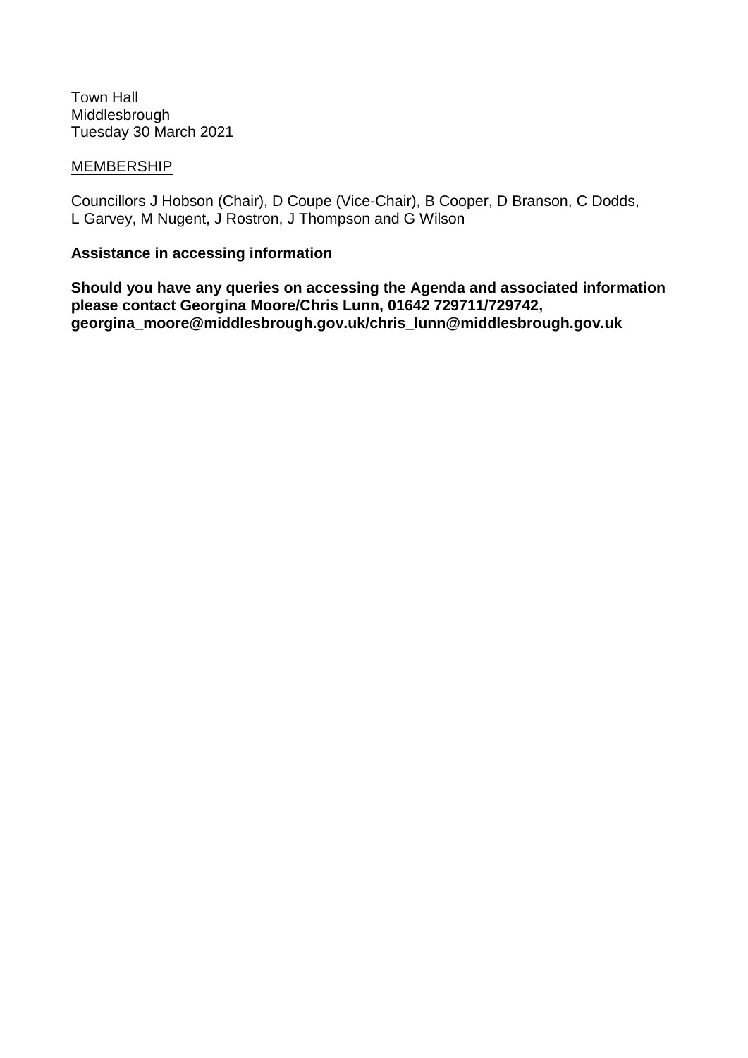Town Hall
Middlesbrough
Tuesday 30 March 2021

MEMBERSHIP

Councillors J Hobson (Chair), D Coupe (Vice-Chair), B Cooper, D Branson, C Dodds, L Garvey, M Nugent, J Rostron, J Thompson and G Wilson

**Assistance in accessing information**

**Should you have any queries on accessing the Agenda and associated information please contact Georgina Moore/Chris Lunn, 01642 729711/729742, georgina_moore@middlesbrough.gov.uk/chris_lunn@middlesbrough.gov.uk**